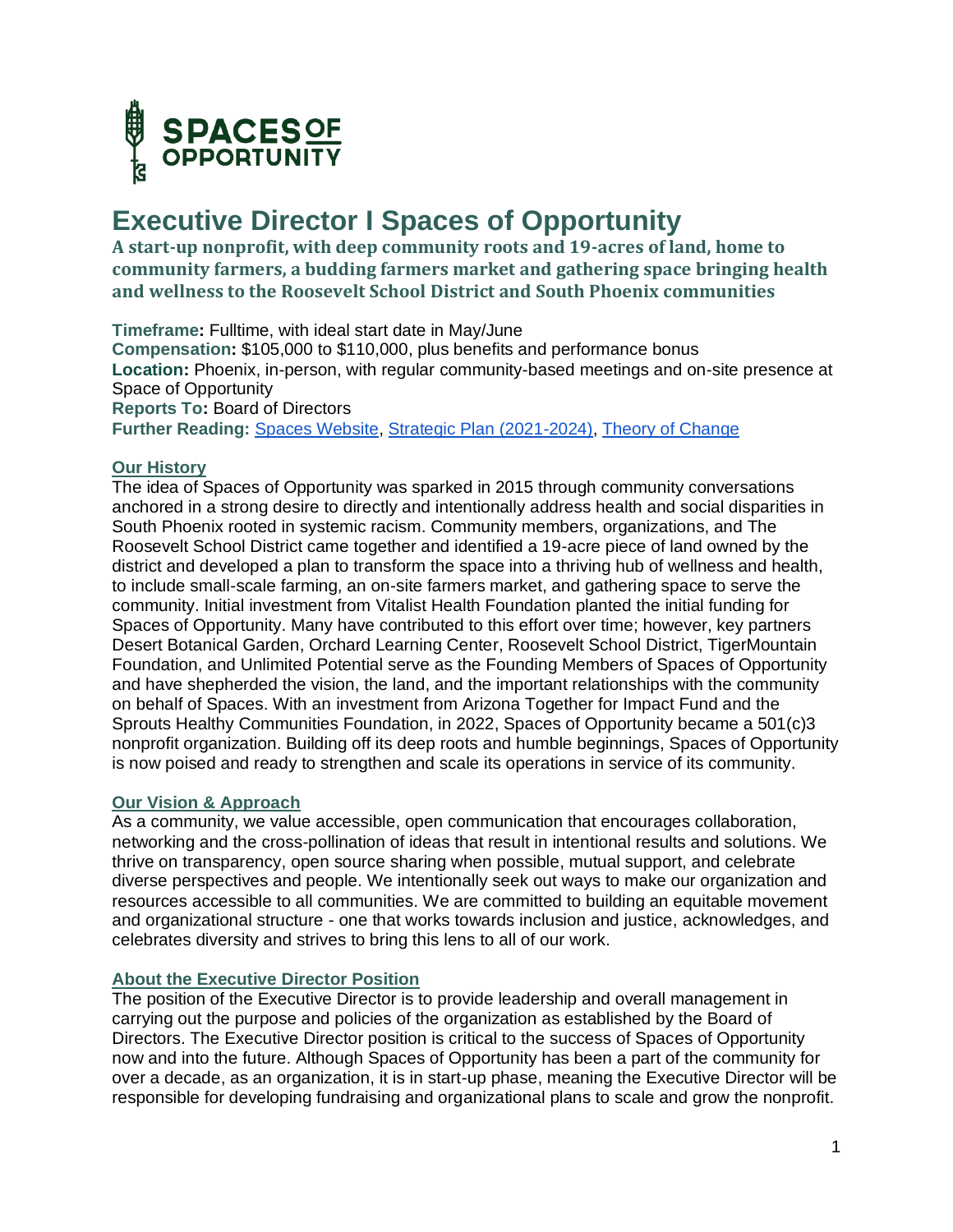SPACES OF OPPORTUNITY

# Executive Director I Spaces of Opportunity

**A start-up nonprofit, with deep community roots and 19-acres of land, home to community farmers, a budding farmers market and gathering space bringing health and wellness to the Roosevelt School District and South Phoenix communities**

**Timeframe:** Fulltime, with ideal start date in May/June
**Compensation:** $105,000 to $110,000, plus benefits and performance bonus
**Location:** Phoenix, in-person, with regular community-based meetings and on-site presence at Space of Opportunity
**Reports To:** Board of Directors
**Further Reading:** Spaces Website, Strategic Plan (2021-2024), Theory of Change

## Our History

The idea of Spaces of Opportunity was sparked in 2015 through community conversations anchored in a strong desire to directly and intentionally address health and social disparities in South Phoenix rooted in systemic racism. Community members, organizations, and The Roosevelt School District came together and identified a 19-acre piece of land owned by the district and developed a plan to transform the space into a thriving hub of wellness and health, to include small-scale farming, an on-site farmers market, and gathering space to serve the community. Initial investment from Vitalist Health Foundation planted the initial funding for Spaces of Opportunity. Many have contributed to this effort over time; however, key partners Desert Botanical Garden, Orchard Learning Center, Roosevelt School District, TigerMountain Foundation, and Unlimited Potential serve as the Founding Members of Spaces of Opportunity and have shepherded the vision, the land, and the important relationships with the community on behalf of Spaces. With an investment from Arizona Together for Impact Fund and the Sprouts Healthy Communities Foundation, in 2022, Spaces of Opportunity became a 501(c)3 nonprofit organization. Building off its deep roots and humble beginnings, Spaces of Opportunity is now poised and ready to strengthen and scale its operations in service of its community.

## Our Vision & Approach

As a community, we value accessible, open communication that encourages collaboration, networking and the cross-pollination of ideas that result in intentional results and solutions. We thrive on transparency, open source sharing when possible, mutual support, and celebrate diverse perspectives and people. We intentionally seek out ways to make our organization and resources accessible to all communities. We are committed to building an equitable movement and organizational structure - one that works towards inclusion and justice, acknowledges, and celebrates diversity and strives to bring this lens to all of our work.

## About the Executive Director Position

The position of the Executive Director is to provide leadership and overall management in carrying out the purpose and policies of the organization as established by the Board of Directors. The Executive Director position is critical to the success of Spaces of Opportunity now and into the future. Although Spaces of Opportunity has been a part of the community for over a decade, as an organization, it is in start-up phase, meaning the Executive Director will be responsible for developing fundraising and organizational plans to scale and grow the nonprofit.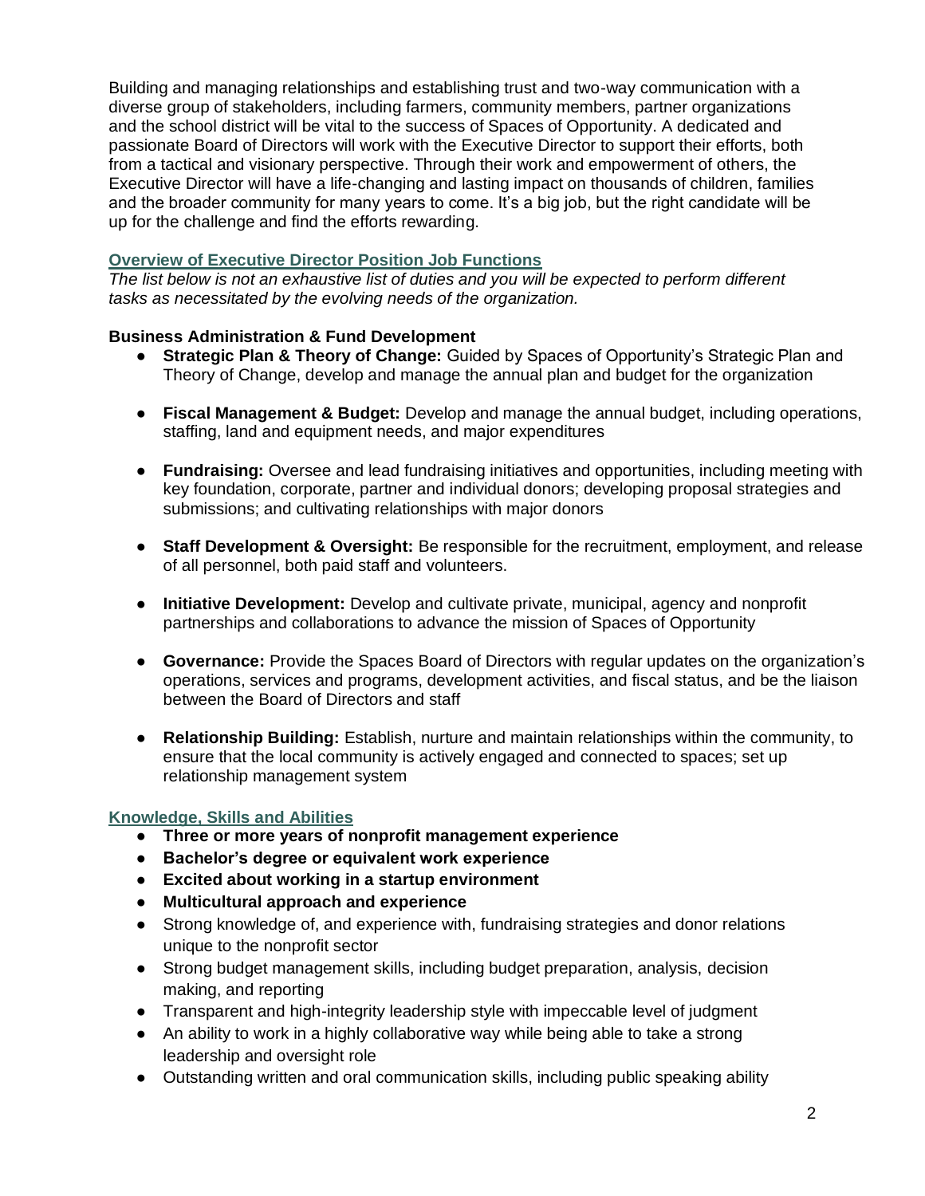Building and managing relationships and establishing trust and two-way communication with a diverse group of stakeholders, including farmers, community members, partner organizations and the school district will be vital to the success of Spaces of Opportunity. A dedicated and passionate Board of Directors will work with the Executive Director to support their efforts, both from a tactical and visionary perspective. Through their work and empowerment of others, the Executive Director will have a life-changing and lasting impact on thousands of children, families and the broader community for many years to come. It's a big job, but the right candidate will be up for the challenge and find the efforts rewarding.

## Overview of Executive Director Position Job Functions

*The list below is not an exhaustive list of duties and you will be expected to perform different tasks as necessitated by the evolving needs of the organization.*

### Business Administration & Fund Development

- **Strategic Plan & Theory of Change:** Guided by Spaces of Opportunity's Strategic Plan and Theory of Change, develop and manage the annual plan and budget for the organization
- **Fiscal Management & Budget:** Develop and manage the annual budget, including operations, staffing, land and equipment needs, and major expenditures
- **Fundraising:** Oversee and lead fundraising initiatives and opportunities, including meeting with key foundation, corporate, partner and individual donors; developing proposal strategies and submissions; and cultivating relationships with major donors
- **Staff Development & Oversight:** Be responsible for the recruitment, employment, and release of all personnel, both paid staff and volunteers.
- **Initiative Development:** Develop and cultivate private, municipal, agency and nonprofit partnerships and collaborations to advance the mission of Spaces of Opportunity
- **Governance:** Provide the Spaces Board of Directors with regular updates on the organization's operations, services and programs, development activities, and fiscal status, and be the liaison between the Board of Directors and staff
- **Relationship Building:** Establish, nurture and maintain relationships within the community, to ensure that the local community is actively engaged and connected to spaces; set up relationship management system

## Knowledge, Skills and Abilities

- **Three or more years of nonprofit management experience**
- **Bachelor's degree or equivalent work experience**
- **Excited about working in a startup environment**
- **Multicultural approach and experience**
- Strong knowledge of, and experience with, fundraising strategies and donor relations unique to the nonprofit sector
- Strong budget management skills, including budget preparation, analysis, decision making, and reporting
- Transparent and high-integrity leadership style with impeccable level of judgment
- An ability to work in a highly collaborative way while being able to take a strong leadership and oversight role
- Outstanding written and oral communication skills, including public speaking ability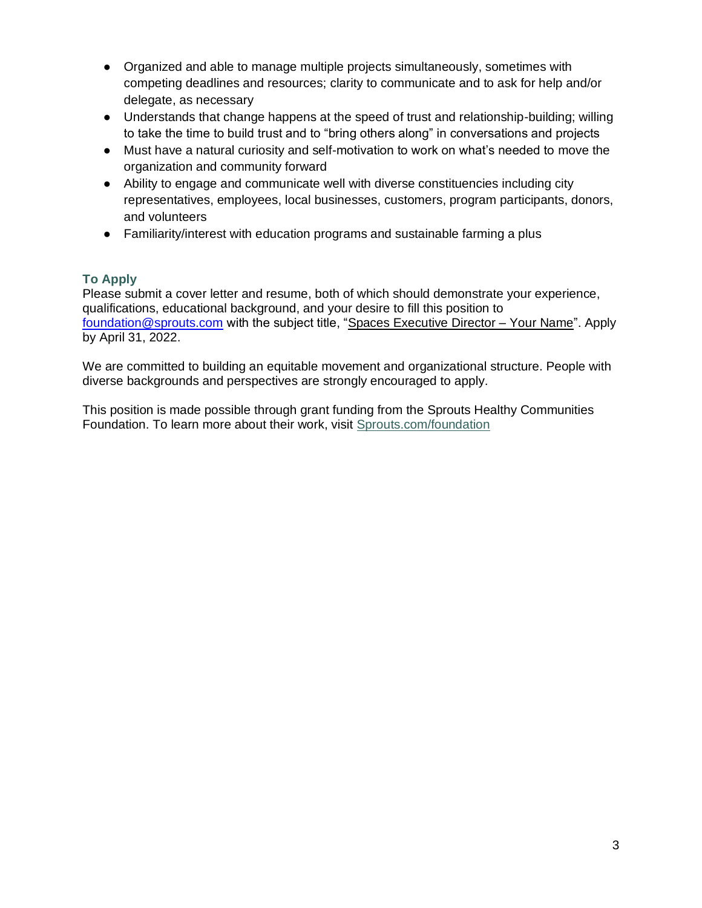- Organized and able to manage multiple projects simultaneously, sometimes with competing deadlines and resources; clarity to communicate and to ask for help and/or delegate, as necessary
- Understands that change happens at the speed of trust and relationship-building; willing to take the time to build trust and to "bring others along" in conversations and projects
- Must have a natural curiosity and self-motivation to work on what's needed to move the organization and community forward
- Ability to engage and communicate well with diverse constituencies including city representatives, employees, local businesses, customers, program participants, donors, and volunteers
- Familiarity/interest with education programs and sustainable farming a plus

### To Apply

Please submit a cover letter and resume, both of which should demonstrate your experience, qualifications, educational background, and your desire to fill this position to foundation@sprouts.com with the subject title, "Spaces Executive Director – Your Name". Apply by April 31, 2022.

We are committed to building an equitable movement and organizational structure. People with diverse backgrounds and perspectives are strongly encouraged to apply.

This position is made possible through grant funding from the Sprouts Healthy Communities Foundation. To learn more about their work, visit Sprouts.com/foundation